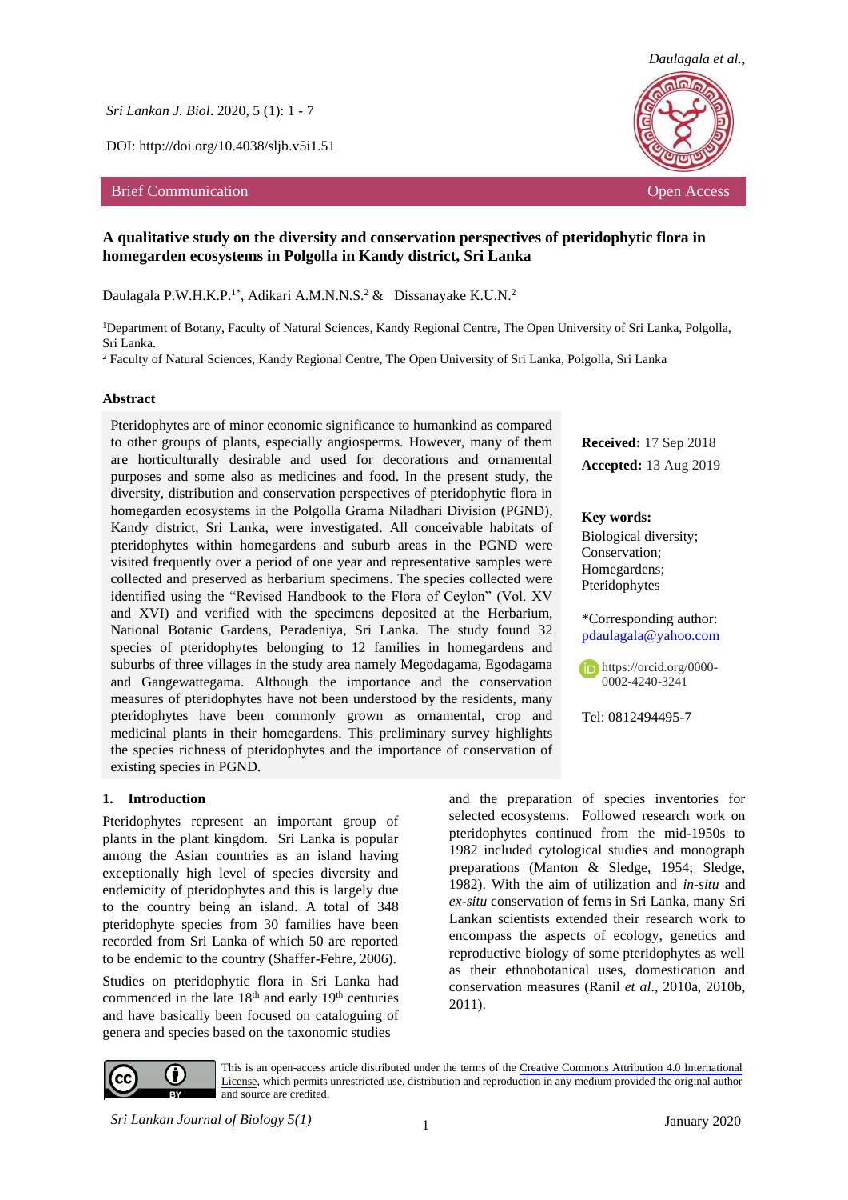Sri Lankan J. Biol. 2020, 5 (1): 1 - 7

DOI: http://doi.org/10.4038/sljb.v5i1.51

Brief Communication — Open Access

# A qualitative study on the diversity and conservation perspectives of pteridophytic flora in homegarden ecosystems in Polgolla in Kandy district, Sri Lanka

Daulagala P.W.H.K.P.[1*], Adikari A.M.N.N.S.[2] & Dissanayake K.U.N.[2]

[1]Department of Botany, Faculty of Natural Sciences, Kandy Regional Centre, The Open University of Sri Lanka, Polgolla, Sri Lanka.

[2] Faculty of Natural Sciences, Kandy Regional Centre, The Open University of Sri Lanka, Polgolla, Sri Lanka

## Abstract

Pteridophytes are of minor economic significance to humankind as compared to other groups of plants, especially angiosperms. However, many of them are horticulturally desirable and used for decorations and ornamental purposes and some also as medicines and food. In the present study, the diversity, distribution and conservation perspectives of pteridophytic flora in homegarden ecosystems in the Polgolla Grama Niladhari Division (PGND), Kandy district, Sri Lanka, were investigated. All conceivable habitats of pteridophytes within homegardens and suburb areas in the PGND were visited frequently over a period of one year and representative samples were collected and preserved as herbarium specimens. The species collected were identified using the "Revised Handbook to the Flora of Ceylon" (Vol. XV and XVI) and verified with the specimens deposited at the Herbarium, National Botanic Gardens, Peradeniya, Sri Lanka. The study found 32 species of pteridophytes belonging to 12 families in homegardens and suburbs of three villages in the study area namely Megodagama, Egodagama and Gangewattegama. Although the importance and the conservation measures of pteridophytes have not been understood by the residents, many pteridophytes have been commonly grown as ornamental, crop and medicinal plants in their homegardens. This preliminary survey highlights the species richness of pteridophytes and the importance of conservation of existing species in PGND.

**Received:** 17 Sep 2018

**Accepted:** 13 Aug 2019

**Key words:**
Biological diversity;
Conservation;
Homegardens;
Pteridophytes

*Corresponding author:
pdaulagala@yahoo.com

https://orcid.org/0000-0002-4240-3241

Tel: 0812494495-7

## 1. Introduction

Pteridophytes represent an important group of plants in the plant kingdom. Sri Lanka is popular among the Asian countries as an island having exceptionally high level of species diversity and endemicity of pteridophytes and this is largely due to the country being an island. A total of 348 pteridophyte species from 30 families have been recorded from Sri Lanka of which 50 are reported to be endemic to the country (Shaffer-Fehre, 2006).

Studies on pteridophytic flora in Sri Lanka had commenced in the late 18th and early 19th centuries and have basically been focused on cataloguing of genera and species based on the taxonomic studies and the preparation of species inventories for selected ecosystems. Followed research work on pteridophytes continued from the mid-1950s to 1982 included cytological studies and monograph preparations (Manton & Sledge, 1954; Sledge, 1982). With the aim of utilization and *in-situ* and *ex-situ* conservation of ferns in Sri Lanka, many Sri Lankan scientists extended their research work to encompass the aspects of ecology, genetics and reproductive biology of some pteridophytes as well as their ethnobotanical uses, domestication and conservation measures (Ranil *et al*., 2010a, 2010b, 2011).

This is an open-access article distributed under the terms of the Creative Commons Attribution 4.0 International License, which permits unrestricted use, distribution and reproduction in any medium provided the original author and source are credited.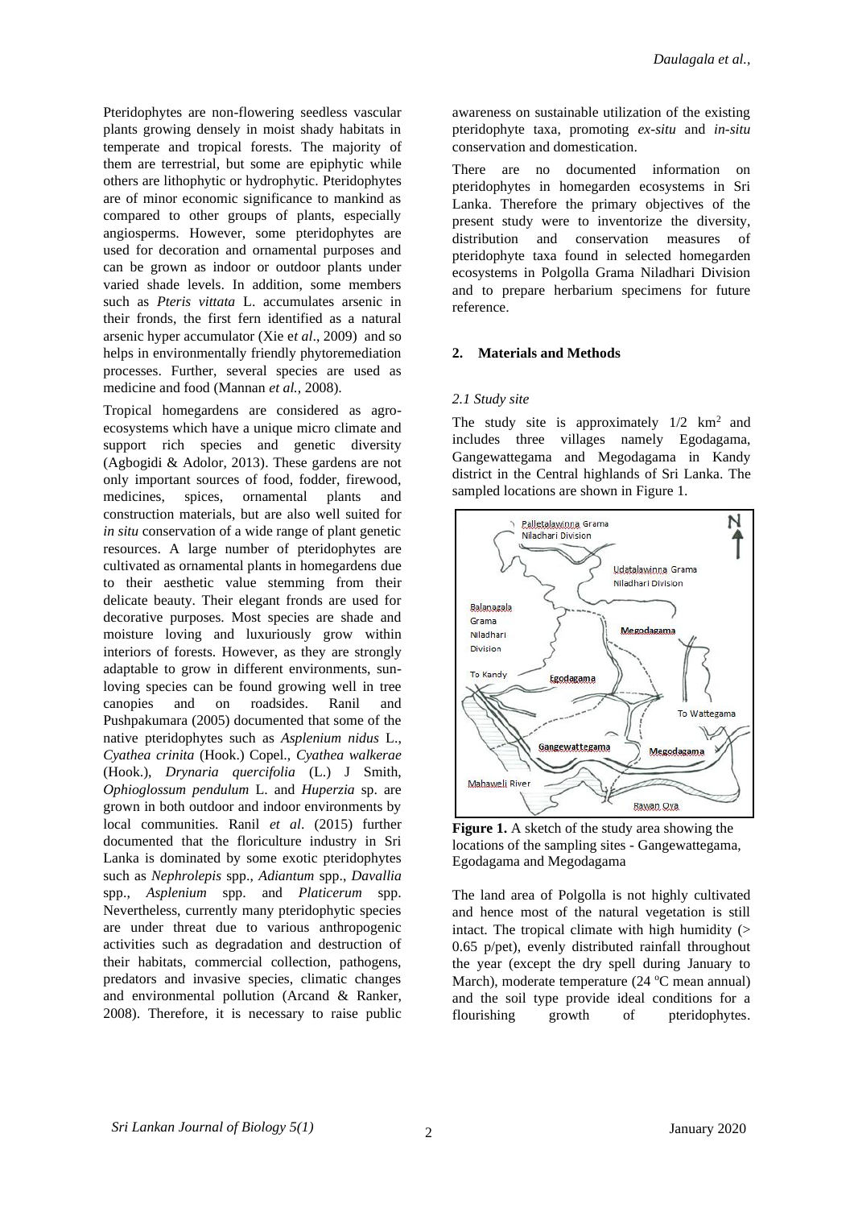Pteridophytes are non-flowering seedless vascular plants growing densely in moist shady habitats in temperate and tropical forests. The majority of them are terrestrial, but some are epiphytic while others are lithophytic or hydrophytic. Pteridophytes are of minor economic significance to mankind as compared to other groups of plants, especially angiosperms. However, some pteridophytes are used for decoration and ornamental purposes and can be grown as indoor or outdoor plants under varied shade levels. In addition, some members such as *Pteris vittata* L. accumulates arsenic in their fronds, the first fern identified as a natural arsenic hyper accumulator (Xie e*t al*., 2009) and so helps in environmentally friendly phytoremediation processes. Further, several species are used as medicine and food (Mannan *et al.,* 2008).

Tropical homegardens are considered as agro-ecosystems which have a unique micro climate and support rich species and genetic diversity (Agbogidi & Adolor, 2013). These gardens are not only important sources of food, fodder, firewood, medicines, spices, ornamental plants and construction materials, but are also well suited for *in situ* conservation of a wide range of plant genetic resources. A large number of pteridophytes are cultivated as ornamental plants in homegardens due to their aesthetic value stemming from their delicate beauty. Their elegant fronds are used for decorative purposes. Most species are shade and moisture loving and luxuriously grow within interiors of forests. However, as they are strongly adaptable to grow in different environments, sun-loving species can be found growing well in tree canopies and on roadsides. Ranil and Pushpakumara (2005) documented that some of the native pteridophytes such as *Asplenium nidus* L., *Cyathea crinita* (Hook.) Copel., *Cyathea walkerae* (Hook.), *Drynaria quercifolia* (L.) J Smith, *Ophioglossum pendulum* L. and *Huperzia* sp. are grown in both outdoor and indoor environments by local communities. Ranil *et al*. (2015) further documented that the floriculture industry in Sri Lanka is dominated by some exotic pteridophytes such as *Nephrolepis* spp., *Adiantum* spp., *Davallia* spp., *Asplenium* spp. and *Platicerum* spp. Nevertheless, currently many pteridophytic species are under threat due to various anthropogenic activities such as degradation and destruction of their habitats, commercial collection, pathogens, predators and invasive species, climatic changes and environmental pollution (Arcand & Ranker, 2008). Therefore, it is necessary to raise public awareness on sustainable utilization of the existing pteridophyte taxa, promoting ***ex-situ*** and ***in-situ*** conservation and domestication.

There are no documented information on pteridophytes in homegarden ecosystems in Sri Lanka. Therefore the primary objectives of the present study were to inventorize the diversity, distribution and conservation measures of pteridophyte taxa found in selected homegarden ecosystems in Polgolla Grama Niladhari Division and to prepare herbarium specimens for future reference.

## 2. Materials and Methods

### *2.1 Study site*

The study site is approximately 1/2 km$^2$ and includes three villages namely Egodagama, Gangewattegama and Megodagama in Kandy district in the Central highlands of Sri Lanka. The sampled locations are shown in Figure 1.

**Figure 1.** A sketch of the study area showing the locations of the sampling sites - Gangewattegama, Egodagama and Megodagama

The land area of Polgolla is not highly cultivated and hence most of the natural vegetation is still intact. The tropical climate with high humidity (> 0.65 p/pet), evenly distributed rainfall throughout the year (except the dry spell during January to March), moderate temperature (24 °C mean annual) and the soil type provide ideal conditions for a flourishing growth of pteridophytes.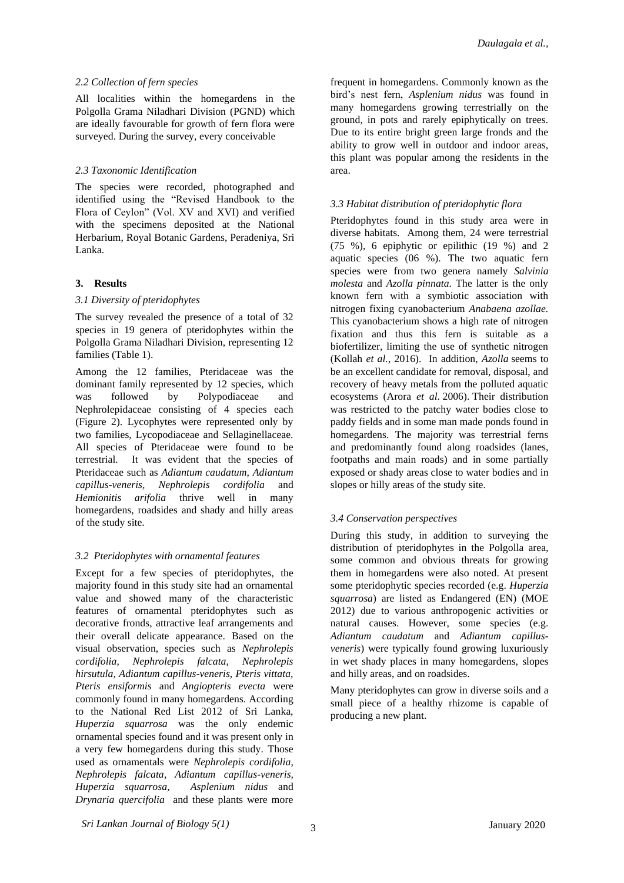*2.2 Collection of fern species*

All localities within the homegardens in the Polgolla Grama Niladhari Division (PGND) which are ideally favourable for growth of fern flora were surveyed. During the survey, every conceivable

*2.3 Taxonomic Identification*

The species were recorded, photographed and identified using the "Revised Handbook to the Flora of Ceylon" (Vol. XV and XVI) and verified with the specimens deposited at the National Herbarium, Royal Botanic Gardens, Peradeniya, Sri Lanka.

## 3. Results

*3.1 Diversity of pteridophytes*

The survey revealed the presence of a total of 32 species in 19 genera of pteridophytes within the Polgolla Grama Niladhari Division, representing 12 families (Table 1).

Among the 12 families, Pteridaceae was the dominant family represented by 12 species, which was followed by Polypodiaceae and Nephrolepidaceae consisting of 4 species each (Figure 2). Lycophytes were represented only by two families, Lycopodiaceae and Sellaginellaceae. All species of Pteridaceae were found to be terrestrial. It was evident that the species of Pteridaceae such as *Adiantum caudatum, Adiantum capillus-veneris, Nephrolepis cordifolia* and *Hemionitis arifolia* thrive well in many homegardens, roadsides and shady and hilly areas of the study site.

*3.2 Pteridophytes with ornamental features*

Except for a few species of pteridophytes, the majority found in this study site had an ornamental value and showed many of the characteristic features of ornamental pteridophytes such as decorative fronds, attractive leaf arrangements and their overall delicate appearance. Based on the visual observation, species such as *Nephrolepis cordifolia, Nephrolepis falcata, Nephrolepis hirsutula, Adiantum capillus-veneris, Pteris vittata, Pteris ensiformis* and *Angiopteris evecta* were commonly found in many homegardens. According to the National Red List 2012 of Sri Lanka, *Huperzia squarrosa* was the only endemic ornamental species found and it was present only in a very few homegardens during this study. Those used as ornamentals were *Nephrolepis cordifolia, Nephrolepis falcata, Adiantum capillus-veneris, Huperzia squarrosa, Asplenium nidus* and *Drynaria quercifolia* and these plants were more frequent in homegardens. Commonly known as the bird's nest fern, *Asplenium nidus* was found in many homegardens growing terrestrially on the ground, in pots and rarely epiphytically on trees. Due to its entire bright green large fronds and the ability to grow well in outdoor and indoor areas, this plant was popular among the residents in the area.

*3.3 Habitat distribution of pteridophytic flora*

Pteridophytes found in this study area were in diverse habitats. Among them, 24 were terrestrial (75 %), 6 epiphytic or epilithic (19 %) and 2 aquatic species (06 %). The two aquatic fern species were from two genera namely *Salvinia molesta* and *Azolla pinnata.* The latter is the only known fern with a symbiotic association with nitrogen fixing cyanobacterium *Anabaena azollae.* This cyanobacterium shows a high rate of nitrogen fixation and thus this fern is suitable as a biofertilizer, limiting the use of synthetic nitrogen (Kollah *et al.,* 2016). In addition, *Azolla* seems to be an excellent candidate for removal, disposal, and recovery of heavy metals from the polluted aquatic ecosystems (Arora *et al.* 2006). Their distribution was restricted to the patchy water bodies close to paddy fields and in some man made ponds found in homegardens. The majority was terrestrial ferns and predominantly found along roadsides (lanes, footpaths and main roads) and in some partially exposed or shady areas close to water bodies and in slopes or hilly areas of the study site.

*3.4 Conservation perspectives*

During this study, in addition to surveying the distribution of pteridophytes in the Polgolla area, some common and obvious threats for growing them in homegardens were also noted. At present some pteridophytic species recorded (e.g. *Huperzia squarrosa*) are listed as Endangered (EN) (MOE 2012) due to various anthropogenic activities or natural causes. However, some species (e.g. *Adiantum caudatum* and *Adiantum capillus-veneris*) were typically found growing luxuriously in wet shady places in many homegardens, slopes and hilly areas, and on roadsides.

Many pteridophytes can grow in diverse soils and a small piece of a healthy rhizome is capable of producing a new plant.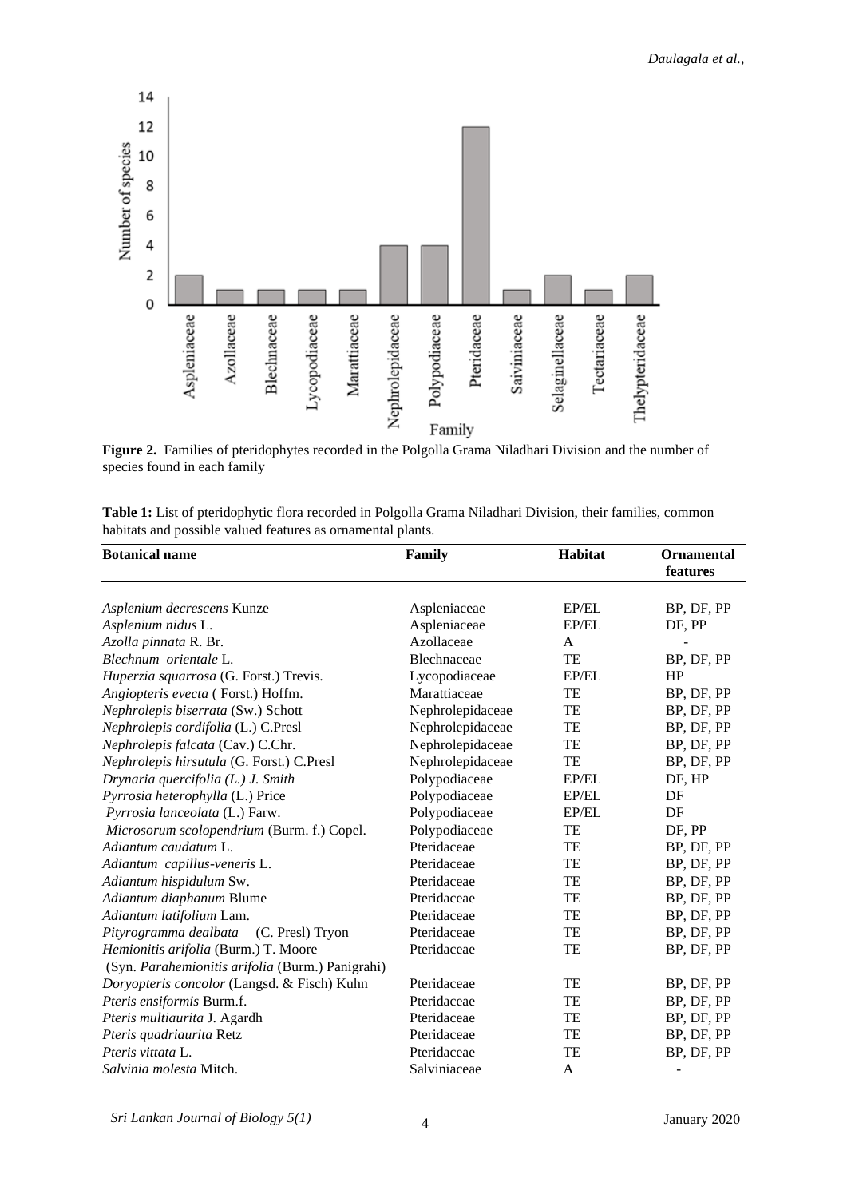**Figure 2.** Families of pteridophytes recorded in the Polgolla Grama Niladhari Division and the number of species found in each family

**Table 1:** List of pteridophytic flora recorded in Polgolla Grama Niladhari Division, their families, common habitats and possible valued features as ornamental plants.

| Botanical name | Family | Habitat | Ornamental features |
|---|---|---|---|
| *Asplenium decrescens* Kunze | Aspleniaceae | EP/EL | BP, DF, PP |
| *Asplenium nidus* L. | Aspleniaceae | EP/EL | DF, PP |
| *Azolla pinnata* R. Br. | Azollaceae | A | - |
| *Blechnum orientale* L. | Blechnaceae | TE | BP, DF, PP |
| *Huperzia squarrosa* (G. Forst.) Trevis. | Lycopodiaceae | EP/EL | HP |
| *Angiopteris evecta* ( Forst.) Hoffm. | Marattiaceae | TE | BP, DF, PP |
| *Nephrolepis biserrata* (Sw.) Schott | Nephrolepidaceae | TE | BP, DF, PP |
| *Nephrolepis cordifolia* (L.) C.Presl | Nephrolepidaceae | TE | BP, DF, PP |
| *Nephrolepis falcata* (Cav.) C.Chr. | Nephrolepidaceae | TE | BP, DF, PP |
| *Nephrolepis hirsutula* (G. Forst.) C.Presl | Nephrolepidaceae | TE | BP, DF, PP |
| *Drynaria quercifolia (L.) J. Smith* | Polypodiaceae | EP/EL | DF, HP |
| *Pyrrosia heterophylla* (L.) Price | Polypodiaceae | EP/EL | DF |
| *Pyrrosia lanceolata* (L.) Farw. | Polypodiaceae | EP/EL | DF |
| *Microsorum scolopendrium* (Burm. f.) Copel. | Polypodiaceae | TE | DF, PP |
| *Adiantum caudatum* L. | Pteridaceae | TE | BP, DF, PP |
| *Adiantum capillus-veneris* L. | Pteridaceae | TE | BP, DF, PP |
| *Adiantum hispidulum* Sw. | Pteridaceae | TE | BP, DF, PP |
| *Adiantum diaphanum* Blume | Pteridaceae | TE | BP, DF, PP |
| *Adiantum latifolium* Lam. | Pteridaceae | TE | BP, DF, PP |
| *Pityrogramma dealbata* (C. Presl) Tryon | Pteridaceae | TE | BP, DF, PP |
| *Hemionitis arifolia* (Burm.) T. Moore (Syn. *Parahemionitis arifolia* (Burm.) Panigrahi) | Pteridaceae | TE | BP, DF, PP |
| *Doryopteris concolor* (Langsd. & Fisch) Kuhn | Pteridaceae | TE | BP, DF, PP |
| *Pteris ensiformis* Burm.f. | Pteridaceae | TE | BP, DF, PP |
| *Pteris multiaurita* J. Agardh | Pteridaceae | TE | BP, DF, PP |
| *Pteris quadriaurita* Retz | Pteridaceae | TE | BP, DF, PP |
| *Pteris vittata* L. | Pteridaceae | TE | BP, DF, PP |
| *Salvinia molesta* Mitch. | Salviniaceae | A | - |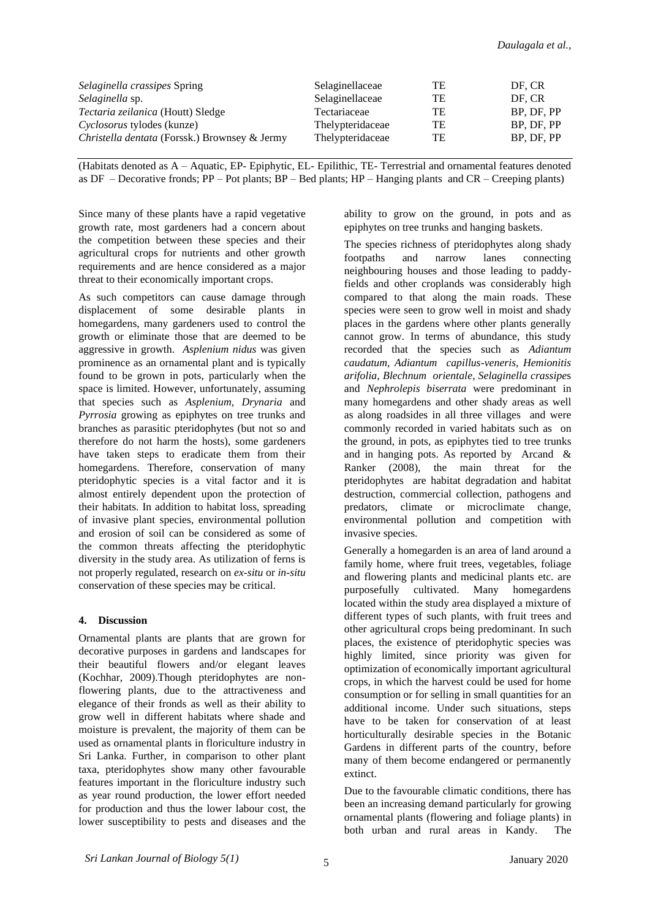| | | | |
|---|---|---|---|
| *Selaginella crassipes* Spring | Selaginellaceae | TE | DF, CR |
| *Selaginella* sp. | Selaginellaceae | TE | DF, CR |
| *Tectaria zeilanica* (Houtt) Sledge | Tectariaceae | TE | BP, DF, PP |
| *Cyclosorus* tylodes (kunze) | Thelypteridaceae | TE | BP, DF, PP |
| *Christella dentata* (Forssk.) Brownsey & Jermy | Thelypteridaceae | TE | BP, DF, PP |

(Habitats denoted as A – Aquatic, EP- Epiphytic, EL- Epilithic, TE- Terrestrial and ornamental features denoted as DF – Decorative fronds; PP – Pot plants; BP – Bed plants; HP – Hanging plants and CR – Creeping plants)

Since many of these plants have a rapid vegetative growth rate, most gardeners had a concern about the competition between these species and their agricultural crops for nutrients and other growth requirements and are hence considered as a major threat to their economically important crops.

As such competitors can cause damage through displacement of some desirable plants in homegardens, many gardeners used to control the growth or eliminate those that are deemed to be aggressive in growth. *Asplenium nidus* was given prominence as an ornamental plant and is typically found to be grown in pots, particularly when the space is limited. However, unfortunately, assuming that species such as *Asplenium, Drynaria* and *Pyrrosia* growing as epiphytes on tree trunks and branches as parasitic pteridophytes (but not so and therefore do not harm the hosts), some gardeners have taken steps to eradicate them from their homegardens. Therefore, conservation of many pteridophytic species is a vital factor and it is almost entirely dependent upon the protection of their habitats. In addition to habitat loss, spreading of invasive plant species, environmental pollution and erosion of soil can be considered as some of the common threats affecting the pteridophytic diversity in the study area. As utilization of ferns is not properly regulated, research on *ex-situ* or *in-situ* conservation of these species may be critical.

## 4. Discussion

Ornamental plants are plants that are grown for decorative purposes in gardens and landscapes for their beautiful flowers and/or elegant leaves (Kochhar, 2009).Though pteridophytes are non-flowering plants, due to the attractiveness and elegance of their fronds as well as their ability to grow well in different habitats where shade and moisture is prevalent, the majority of them can be used as ornamental plants in floriculture industry in Sri Lanka. Further, in comparison to other plant taxa, pteridophytes show many other favourable features important in the floriculture industry such as year round production, the lower effort needed for production and thus the lower labour cost, the lower susceptibility to pests and diseases and the ability to grow on the ground, in pots and as epiphytes on tree trunks and hanging baskets.

The species richness of pteridophytes along shady footpaths and narrow lanes connecting neighbouring houses and those leading to paddy-fields and other croplands was considerably high compared to that along the main roads. These species were seen to grow well in moist and shady places in the gardens where other plants generally cannot grow. In terms of abundance, this study recorded that the species such as *Adiantum caudatum, Adiantum capillus-veneris, Hemionitis arifolia, Blechnum orientale, Selaginella crassipe*s and *Nephrolepis biserrata* were predominant in many homegardens and other shady areas as well as along roadsides in all three villages and were commonly recorded in varied habitats such as on the ground, in pots, as epiphytes tied to tree trunks and in hanging pots. As reported by Arcand & Ranker (2008), the main threat for the pteridophytes are habitat degradation and habitat destruction, commercial collection, pathogens and predators, climate or microclimate change, environmental pollution and competition with invasive species.

Generally a homegarden is an area of land around a family home, where fruit trees, vegetables, foliage and flowering plants and medicinal plants etc. are purposefully cultivated. Many homegardens located within the study area displayed a mixture of different types of such plants, with fruit trees and other agricultural crops being predominant. In such places, the existence of pteridophytic species was highly limited, since priority was given for optimization of economically important agricultural crops, in which the harvest could be used for home consumption or for selling in small quantities for an additional income. Under such situations, steps have to be taken for conservation of at least horticulturally desirable species in the Botanic Gardens in different parts of the country, before many of them become endangered or permanently extinct.

Due to the favourable climatic conditions, there has been an increasing demand particularly for growing ornamental plants (flowering and foliage plants) in both urban and rural areas in Kandy. The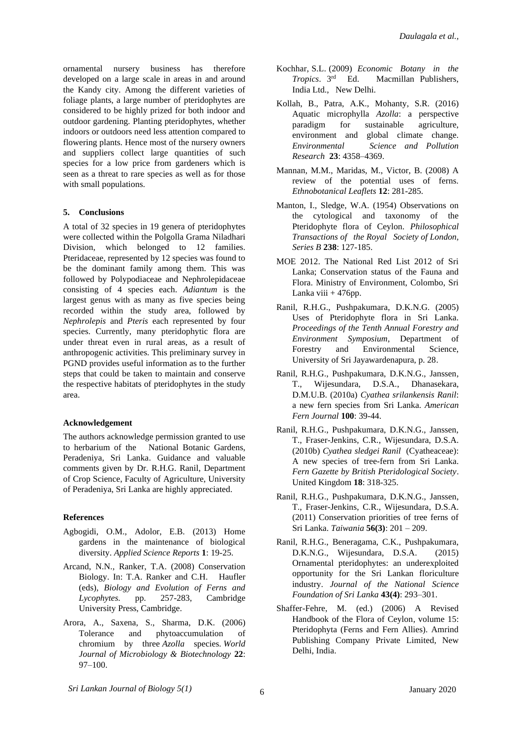ornamental nursery business has therefore developed on a large scale in areas in and around the Kandy city. Among the different varieties of foliage plants, a large number of pteridophytes are considered to be highly prized for both indoor and outdoor gardening. Planting pteridophytes, whether indoors or outdoors need less attention compared to flowering plants. Hence most of the nursery owners and suppliers collect large quantities of such species for a low price from gardeners which is seen as a threat to rare species as well as for those with small populations.

## 5. Conclusions

A total of 32 species in 19 genera of pteridophytes were collected within the Polgolla Grama Niladhari Division, which belonged to 12 families. Pteridaceae, represented by 12 species was found to be the dominant family among them. This was followed by Polypodiaceae and Nephrolepidaceae consisting of 4 species each. *Adiantum* is the largest genus with as many as five species being recorded within the study area, followed by *Nephrolepis* and *Pteris* each represented by four species. Currently, many pteridophytic flora are under threat even in rural areas, as a result of anthropogenic activities. This preliminary survey in PGND provides useful information as to the further steps that could be taken to maintain and conserve the respective habitats of pteridophytes in the study area.

## Acknowledgement

The authors acknowledge permission granted to use to herbarium of the National Botanic Gardens, Peradeniya, Sri Lanka. Guidance and valuable comments given by Dr. R.H.G. Ranil, Department of Crop Science, Faculty of Agriculture, University of Peradeniya, Sri Lanka are highly appreciated.

## References

Agbogidi, O.M., Adolor, E.B. (2013) Home gardens in the maintenance of biological diversity. *Applied Science Reports* **1**: 19-25.

Arcand, N.N., Ranker, T.A. (2008) Conservation Biology. In: T.A. Ranker and C.H. Haufler (eds), *Biology and Evolution of Ferns and Lycophytes.* pp. 257-283, Cambridge University Press, Cambridge.

Arora, A., Saxena, S., Sharma, D.K. (2006) Tolerance and phytoaccumulation of chromium by three *Azolla* species. *World Journal of Microbiology & Biotechnology* **22**: 97–100.

Kochhar, S.L. (2009) *Economic Botany in the Tropics*. 3rd Ed. Macmillan Publishers, India Ltd., New Delhi.

Kollah, B., Patra, A.K., Mohanty, S.R. (2016) Aquatic microphylla *Azolla*: a perspective paradigm for sustainable agriculture, environment and global climate change. *Environmental Science and Pollution Research* **23**: 4358–4369.

Mannan, M.M., Maridas, M., Victor, B. (2008) A review of the potential uses of ferns. *Ethnobotanical Leaflets* **12**: 281-285.

Manton, I., Sledge, W.A. (1954) Observations on the cytological and taxonomy of the Pteridophyte flora of Ceylon. *Philosophical Transactions of the Royal Society of London, Series B* **238**: 127-185.

MOE 2012. The National Red List 2012 of Sri Lanka; Conservation status of the Fauna and Flora. Ministry of Environment, Colombo, Sri Lanka viii + 476pp.

Ranil, R.H.G., Pushpakumara, D.K.N.G. (2005) Uses of Pteridophyte flora in Sri Lanka. *Proceedings of the Tenth Annual Forestry and Environment Symposium*, Department of Forestry and Environmental Science, University of Sri Jayawardenapura, p. 28.

Ranil, R.H.G., Pushpakumara, D.K.N.G., Janssen, T., Wijesundara, D.S.A., Dhanasekara, D.M.U.B. (2010a) *Cyathea srilankensis Ranil*: a new fern species from Sri Lanka. *American Fern Journal* **100**: 39-44.

Ranil, R.H.G., Pushpakumara, D.K.N.G., Janssen, T., Fraser-Jenkins, C.R., Wijesundara, D.S.A. (2010b) *Cyathea sledgei Ranil* (Cyatheaceae): A new species of tree-fern from Sri Lanka. *Fern Gazette by British Pteridological Society*. United Kingdom **18**: 318-325.

Ranil, R.H.G., Pushpakumara, D.K.N.G., Janssen, T., Fraser-Jenkins, C.R., Wijesundara, D.S.A. (2011) Conservation priorities of tree ferns of Sri Lanka. *Taiwania* **56(3)**: 201 – 209.

Ranil, R.H.G., Beneragama, C.K., Pushpakumara, D.K.N.G., Wijesundara, D.S.A. (2015) Ornamental pteridophytes: an underexploited opportunity for the Sri Lankan floriculture industry. *Journal of the National Science Foundation of Sri Lanka* **43(4)**: 293–301.

Shaffer-Fehre, M. (ed.) (2006) A Revised Handbook of the Flora of Ceylon, volume 15: Pteridophyta (Ferns and Fern Allies). Amrind Publishing Company Private Limited, New Delhi, India.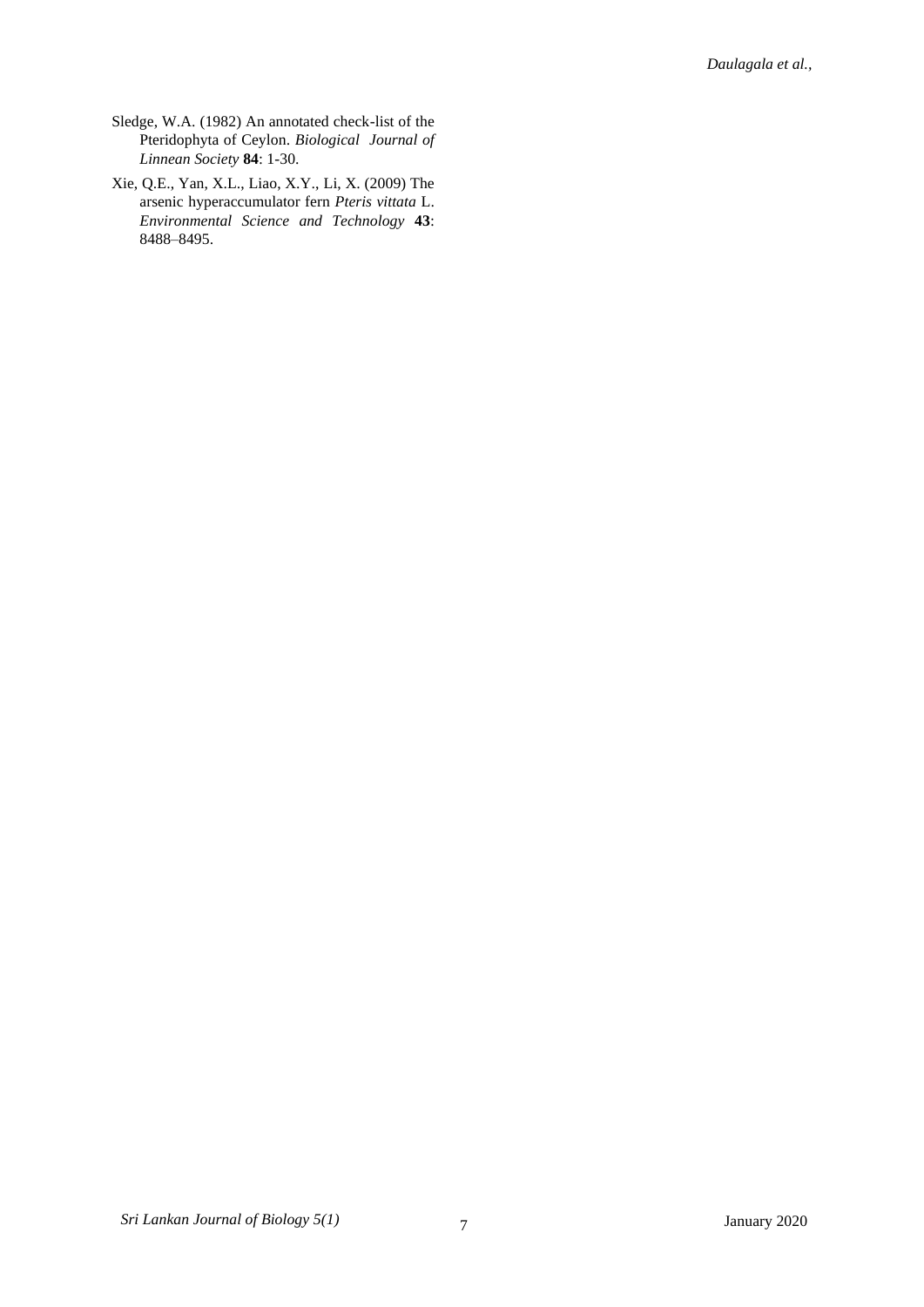Sledge, W.A. (1982) An annotated check-list of the Pteridophyta of Ceylon. *Biological Journal of Linnean Society* **84**: 1-30.

Xie, Q.E., Yan, X.L., Liao, X.Y., Li, X. (2009) The arsenic hyperaccumulator fern *Pteris vittata* L. *Environmental Science and Technology* **43**: 8488–8495.